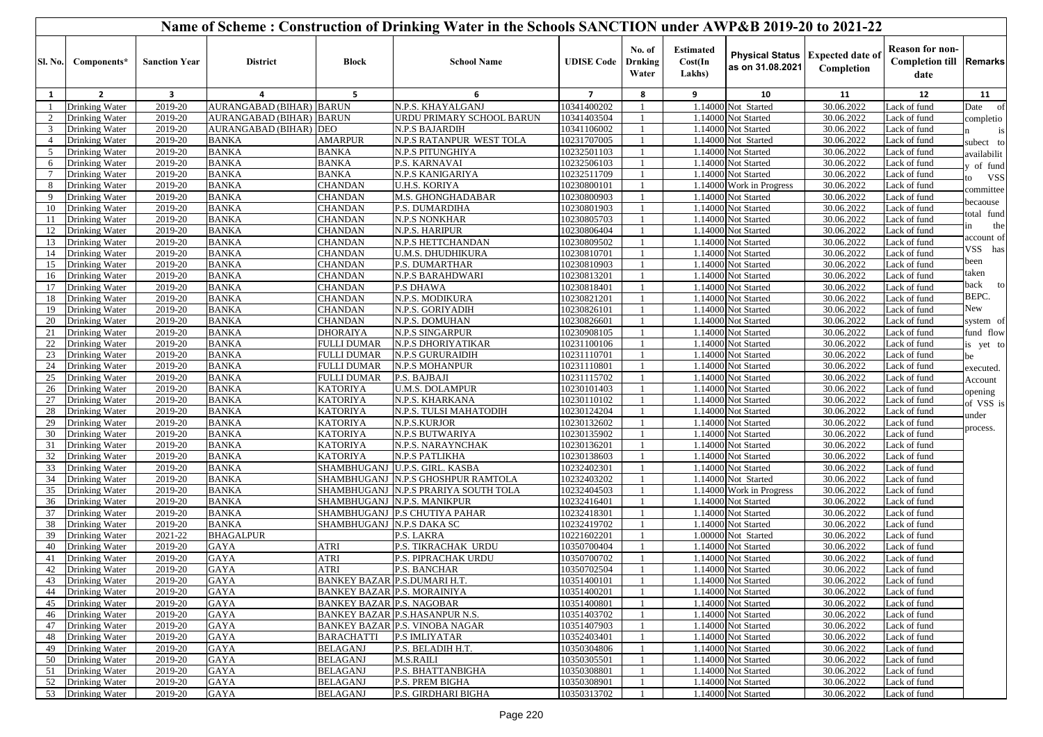# Name of Scheme : Construction of Drinking Water in the Schools SANCTION under AWP&B 2019-20 to 2021-22

| Sl. No. | Components* | Sanction Year | District | Block | School Name | UDISE Code | No. of Drnking Water | Estimated Cost(In Lakhs) | Physical Status as on 31.08.2021 | Expected date of Completion | Reason for non-Completion till date | Remarks |
|---|---|---|---|---|---|---|---|---|---|---|---|---|
| 1 | 2 | 3 | 4 | 5 | 6 | 7 | 8 | 9 | 10 | 11 | 12 | 11 |
| 1 | Drinking Water | 2019-20 | AURANGABAD (BIHAR) | BARUN | N.P.S. KHAYALGANJ | 10341400202 | 1 | 1.14000 | Not Started | 30.06.2022 | Lack of fund | Date of completion is subect to availability of fund to VSS committee becaouse total fund in the account of VSS has been taken back to BEPC. New system of fund flow is yet to be executed. Account opening of VSS is under process. |
| 2 | Drinking Water | 2019-20 | AURANGABAD (BIHAR) | BARUN | URDU PRIMARY SCHOOL BARUN | 10341403504 | 1 | 1.14000 | Not Started | 30.06.2022 | Lack of fund | |
| 3 | Drinking Water | 2019-20 | AURANGABAD (BIHAR) | DEO | N.P.S BAJARDIH | 10341106002 | 1 | 1.14000 | Not Started | 30.06.2022 | Lack of fund | |
| 4 | Drinking Water | 2019-20 | BANKA | AMARPUR | N.P.S RATANPUR WEST TOLA | 10231707005 | 1 | 1.14000 | Not Started | 30.06.2022 | Lack of fund | |
| 5 | Drinking Water | 2019-20 | BANKA | BANKA | N.P.S PITUNGHIYA | 10232501103 | 1 | 1.14000 | Not Started | 30.06.2022 | Lack of fund | |
| 6 | Drinking Water | 2019-20 | BANKA | BANKA | P.S. KARNAVAI | 10232506103 | 1 | 1.14000 | Not Started | 30.06.2022 | Lack of fund | |
| 7 | Drinking Water | 2019-20 | BANKA | BANKA | N.P.S KANIGARIYA | 10232511709 | 1 | 1.14000 | Not Started | 30.06.2022 | Lack of fund | |
| 8 | Drinking Water | 2019-20 | BANKA | CHANDAN | U.H.S. KORIYA | 10230800101 | 1 | 1.14000 | Work in Progress | 30.06.2022 | Lack of fund | |
| 9 | Drinking Water | 2019-20 | BANKA | CHANDAN | M.S. GHONGHADABAR | 10230800903 | 1 | 1.14000 | Not Started | 30.06.2022 | Lack of fund | |
| 10 | Drinking Water | 2019-20 | BANKA | CHANDAN | P.S. DUMARDIHA | 10230801903 | 1 | 1.14000 | Not Started | 30.06.2022 | Lack of fund | |
| 11 | Drinking Water | 2019-20 | BANKA | CHANDAN | N.P.S NONKHAR | 10230805703 | 1 | 1.14000 | Not Started | 30.06.2022 | Lack of fund | |
| 12 | Drinking Water | 2019-20 | BANKA | CHANDAN | N.P.S. HARIPUR | 10230806404 | 1 | 1.14000 | Not Started | 30.06.2022 | Lack of fund | |
| 13 | Drinking Water | 2019-20 | BANKA | CHANDAN | N.P.S HETTCHANDAN | 10230809502 | 1 | 1.14000 | Not Started | 30.06.2022 | Lack of fund | |
| 14 | Drinking Water | 2019-20 | BANKA | CHANDAN | U.M.S. DHUDHIKURA | 10230810701 | 1 | 1.14000 | Not Started | 30.06.2022 | Lack of fund | |
| 15 | Drinking Water | 2019-20 | BANKA | CHANDAN | P.S. DUMARTHAR | 10230810903 | 1 | 1.14000 | Not Started | 30.06.2022 | Lack of fund | |
| 16 | Drinking Water | 2019-20 | BANKA | CHANDAN | N.P.S BARAHDWARI | 10230813201 | 1 | 1.14000 | Not Started | 30.06.2022 | Lack of fund | |
| 17 | Drinking Water | 2019-20 | BANKA | CHANDAN | P.S DHAWA | 10230818401 | 1 | 1.14000 | Not Started | 30.06.2022 | Lack of fund | |
| 18 | Drinking Water | 2019-20 | BANKA | CHANDAN | N.P.S. MODIKURA | 10230821201 | 1 | 1.14000 | Not Started | 30.06.2022 | Lack of fund | |
| 19 | Drinking Water | 2019-20 | BANKA | CHANDAN | N.P.S. GORIYADIH | 10230826101 | 1 | 1.14000 | Not Started | 30.06.2022 | Lack of fund | |
| 20 | Drinking Water | 2019-20 | BANKA | CHANDAN | N.P.S. DOMUHAN | 10230826601 | 1 | 1.14000 | Not Started | 30.06.2022 | Lack of fund | |
| 21 | Drinking Water | 2019-20 | BANKA | DHORAIYA | N.P.S SINGARPUR | 10230908105 | 1 | 1.14000 | Not Started | 30.06.2022 | Lack of fund | |
| 22 | Drinking Water | 2019-20 | BANKA | FULLI DUMAR | N.P.S DHORIYATIKAR | 10231100106 | 1 | 1.14000 | Not Started | 30.06.2022 | Lack of fund | |
| 23 | Drinking Water | 2019-20 | BANKA | FULLI DUMAR | N.P.S GURURAIDIH | 10231110701 | 1 | 1.14000 | Not Started | 30.06.2022 | Lack of fund | |
| 24 | Drinking Water | 2019-20 | BANKA | FULLI DUMAR | N.P.S MOHANPUR | 10231110801 | 1 | 1.14000 | Not Started | 30.06.2022 | Lack of fund | |
| 25 | Drinking Water | 2019-20 | BANKA | FULLI DUMAR | P.S. BAJBAJI | 10231115702 | 1 | 1.14000 | Not Started | 30.06.2022 | Lack of fund | |
| 26 | Drinking Water | 2019-20 | BANKA | KATORIYA | U.M.S. DOLAMPUR | 10230101403 | 1 | 1.14000 | Not Started | 30.06.2022 | Lack of fund | |
| 27 | Drinking Water | 2019-20 | BANKA | KATORIYA | N.P.S. KHARKANA | 10230110102 | 1 | 1.14000 | Not Started | 30.06.2022 | Lack of fund | |
| 28 | Drinking Water | 2019-20 | BANKA | KATORIYA | N.P.S. TULSI MAHATODIH | 10230124204 | 1 | 1.14000 | Not Started | 30.06.2022 | Lack of fund | |
| 29 | Drinking Water | 2019-20 | BANKA | KATORIYA | N.P.S.KURJOR | 10230132602 | 1 | 1.14000 | Not Started | 30.06.2022 | Lack of fund | |
| 30 | Drinking Water | 2019-20 | BANKA | KATORIYA | N.P.S BUTWARIYA | 10230135902 | 1 | 1.14000 | Not Started | 30.06.2022 | Lack of fund | |
| 31 | Drinking Water | 2019-20 | BANKA | KATORIYA | N.P.S. NARAYNCHAK | 10230136201 | 1 | 1.14000 | Not Started | 30.06.2022 | Lack of fund | |
| 32 | Drinking Water | 2019-20 | BANKA | KATORIYA | N.P.S PATLIKHA | 10230138603 | 1 | 1.14000 | Not Started | 30.06.2022 | Lack of fund | |
| 33 | Drinking Water | 2019-20 | BANKA | SHAMBHUGANJ | U.P.S. GIRL. KASBA | 10232402301 | 1 | 1.14000 | Not Started | 30.06.2022 | Lack of fund | |
| 34 | Drinking Water | 2019-20 | BANKA | SHAMBHUGANJ | N.P.S GHOSHPUR RAMTOLA | 10232403202 | 1 | 1.14000 | Not Started | 30.06.2022 | Lack of fund | |
| 35 | Drinking Water | 2019-20 | BANKA | SHAMBHUGANJ | N.P.S PRARIYA SOUTH TOLA | 10232404503 | 1 | 1.14000 | Work in Progress | 30.06.2022 | Lack of fund | |
| 36 | Drinking Water | 2019-20 | BANKA | SHAMBHUGANJ | N.P.S. MANIKPUR | 10232416401 | 1 | 1.14000 | Not Started | 30.06.2022 | Lack of fund | |
| 37 | Drinking Water | 2019-20 | BANKA | SHAMBHUGANJ | P.S CHUTIYA PAHAR | 10232418301 | 1 | 1.14000 | Not Started | 30.06.2022 | Lack of fund | |
| 38 | Drinking Water | 2019-20 | BANKA | SHAMBHUGANJ | N.P.S DAKA SC | 10232419702 | 1 | 1.14000 | Not Started | 30.06.2022 | Lack of fund | |
| 39 | Drinking Water | 2021-22 | BHAGALPUR | | P.S. LAKRA | 10221602201 | 1 | 1.00000 | Not Started | 30.06.2022 | Lack of fund | |
| 40 | Drinking Water | 2019-20 | GAYA | ATRI | P.S. TIKRACHAK URDU | 10350700404 | 1 | 1.14000 | Not Started | 30.06.2022 | Lack of fund | |
| 41 | Drinking Water | 2019-20 | GAYA | ATRI | P.S. PIPRACHAK URDU | 10350700702 | 1 | 1.14000 | Not Started | 30.06.2022 | Lack of fund | |
| 42 | Drinking Water | 2019-20 | GAYA | ATRI | P.S. BANCHAR | 10350702504 | 1 | 1.14000 | Not Started | 30.06.2022 | Lack of fund | |
| 43 | Drinking Water | 2019-20 | GAYA | BANKEY BAZAR | P.S.DUMARI H.T. | 10351400101 | 1 | 1.14000 | Not Started | 30.06.2022 | Lack of fund | |
| 44 | Drinking Water | 2019-20 | GAYA | BANKEY BAZAR | P.S. MORAINIYA | 10351400201 | 1 | 1.14000 | Not Started | 30.06.2022 | Lack of fund | |
| 45 | Drinking Water | 2019-20 | GAYA | BANKEY BAZAR | P.S. NAGOBAR | 10351400801 | 1 | 1.14000 | Not Started | 30.06.2022 | Lack of fund | |
| 46 | Drinking Water | 2019-20 | GAYA | BANKEY BAZAR | P.S.HASANPUR N.S. | 10351403702 | 1 | 1.14000 | Not Started | 30.06.2022 | Lack of fund | |
| 47 | Drinking Water | 2019-20 | GAYA | BANKEY BAZAR | P.S. VINOBA NAGAR | 10351407903 | 1 | 1.14000 | Not Started | 30.06.2022 | Lack of fund | |
| 48 | Drinking Water | 2019-20 | GAYA | BARACHATTI | P.S IMLIYATAR | 10352403401 | 1 | 1.14000 | Not Started | 30.06.2022 | Lack of fund | |
| 49 | Drinking Water | 2019-20 | GAYA | BELAGANJ | P.S. BELADIH H.T. | 10350304806 | 1 | 1.14000 | Not Started | 30.06.2022 | Lack of fund | |
| 50 | Drinking Water | 2019-20 | GAYA | BELAGANJ | M.S.RAILI | 10350305501 | 1 | 1.14000 | Not Started | 30.06.2022 | Lack of fund | |
| 51 | Drinking Water | 2019-20 | GAYA | BELAGANJ | P.S. BHATTANBIGHA | 10350308801 | 1 | 1.14000 | Not Started | 30.06.2022 | Lack of fund | |
| 52 | Drinking Water | 2019-20 | GAYA | BELAGANJ | P.S. PREM BIGHA | 10350308901 | 1 | 1.14000 | Not Started | 30.06.2022 | Lack of fund | |
| 53 | Drinking Water | 2019-20 | GAYA | BELAGANJ | P.S. GIRDHARI BIGHA | 10350313702 | 1 | 1.14000 | Not Started | 30.06.2022 | Lack of fund | |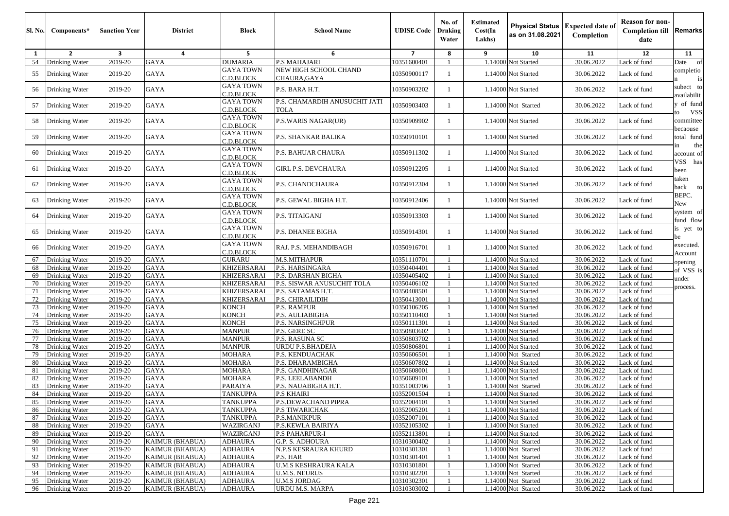| Sl. No. | Components* | Sanction Year | District | Block | School Name | UDISE Code | No. of Drnking Water | Estimated Cost(In Lakhs) | Physical Status as on 31.08.2021 | Expected date of Completion | Reason for non-Completion till date | Remarks |
|---|---|---|---|---|---|---|---|---|---|---|---|---|
| 1 | 2 | 3 | 4 | 5 | 6 | 7 | 8 | 9 | 10 | 11 | 12 | 11 |
| 54 | Drinking Water | 2019-20 | GAYA | DUMARIA | P.S MAHAJARI | 10351600401 | 1 | 1.14000 | Not Started | 30.06.2022 | Lack of fund | Date of completion is subject to availability of fund to VSS committee becaouse total fund in the account of VSS has been taken back to BEPC. New system of fund flow is yet to be executed. Account opening of VSS is under process. |
| 55 | Drinking Water | 2019-20 | GAYA | GAYA TOWN C.D.BLOCK | NEW HIGH SCHOOL CHAND CHAURA,GAYA | 10350900117 | 1 | 1.14000 | Not Started | 30.06.2022 | Lack of fund | |
| 56 | Drinking Water | 2019-20 | GAYA | GAYA TOWN C.D.BLOCK | P.S. BARA H.T. | 10350903202 | 1 | 1.14000 | Not Started | 30.06.2022 | Lack of fund | |
| 57 | Drinking Water | 2019-20 | GAYA | GAYA TOWN C.D.BLOCK | P.S. CHAMARDIH ANUSUCHIT JATI TOLA | 10350903403 | 1 | 1.14000 | Not Started | 30.06.2022 | Lack of fund | |
| 58 | Drinking Water | 2019-20 | GAYA | GAYA TOWN C.D.BLOCK | P.S.WARIS NAGAR(UR) | 10350909902 | 1 | 1.14000 | Not Started | 30.06.2022 | Lack of fund | |
| 59 | Drinking Water | 2019-20 | GAYA | GAYA TOWN C.D.BLOCK | P.S. SHANKAR BALIKA | 10350910101 | 1 | 1.14000 | Not Started | 30.06.2022 | Lack of fund | |
| 60 | Drinking Water | 2019-20 | GAYA | GAYA TOWN C.D.BLOCK | P.S. BAHUAR CHAURA | 10350911302 | 1 | 1.14000 | Not Started | 30.06.2022 | Lack of fund | |
| 61 | Drinking Water | 2019-20 | GAYA | GAYA TOWN C.D.BLOCK | GIRL P.S. DEVCHAURA | 10350912205 | 1 | 1.14000 | Not Started | 30.06.2022 | Lack of fund | |
| 62 | Drinking Water | 2019-20 | GAYA | GAYA TOWN C.D.BLOCK | P.S. CHANDCHAURA | 10350912304 | 1 | 1.14000 | Not Started | 30.06.2022 | Lack of fund | |
| 63 | Drinking Water | 2019-20 | GAYA | GAYA TOWN C.D.BLOCK | P.S. GEWAL BIGHA H.T. | 10350912406 | 1 | 1.14000 | Not Started | 30.06.2022 | Lack of fund | |
| 64 | Drinking Water | 2019-20 | GAYA | GAYA TOWN C.D.BLOCK | P.S. TITAIGANJ | 10350913303 | 1 | 1.14000 | Not Started | 30.06.2022 | Lack of fund | |
| 65 | Drinking Water | 2019-20 | GAYA | GAYA TOWN C.D.BLOCK | P.S. DHANEE BIGHA | 10350914301 | 1 | 1.14000 | Not Started | 30.06.2022 | Lack of fund | |
| 66 | Drinking Water | 2019-20 | GAYA | GAYA TOWN C.D.BLOCK | RAJ. P.S. MEHANDIBAGH | 10350916701 | 1 | 1.14000 | Not Started | 30.06.2022 | Lack of fund | |
| 67 | Drinking Water | 2019-20 | GAYA | GURARU | M.S.MITHAPUR | 10351110701 | 1 | 1.14000 | Not Started | 30.06.2022 | Lack of fund | |
| 68 | Drinking Water | 2019-20 | GAYA | KHIZERSARAI | P.S. HARSINGARA | 10350404401 | 1 | 1.14000 | Not Started | 30.06.2022 | Lack of fund | |
| 69 | Drinking Water | 2019-20 | GAYA | KHIZERSARAI | P.S. DARSHAN BIGHA | 10350405402 | 1 | 1.14000 | Not Started | 30.06.2022 | Lack of fund | |
| 70 | Drinking Water | 2019-20 | GAYA | KHIZERSARAI | P.S. SISWAR ANUSUCHIT TOLA | 10350406102 | 1 | 1.14000 | Not Started | 30.06.2022 | Lack of fund | |
| 71 | Drinking Water | 2019-20 | GAYA | KHIZERSARAI | P.S. SATAMAS H.T. | 10350408501 | 1 | 1.14000 | Not Started | 30.06.2022 | Lack of fund | |
| 72 | Drinking Water | 2019-20 | GAYA | KHIZERSARAI | P.S. CHIRAILIDIH | 10350413001 | 1 | 1.14000 | Not Started | 30.06.2022 | Lack of fund | |
| 73 | Drinking Water | 2019-20 | GAYA | KONCH | P.S. RAMPUR | 10350106205 | 1 | 1.14000 | Not Started | 30.06.2022 | Lack of fund | |
| 74 | Drinking Water | 2019-20 | GAYA | KONCH | P.S. AULIABIGHA | 10350110403 | 1 | 1.14000 | Not Started | 30.06.2022 | Lack of fund | |
| 75 | Drinking Water | 2019-20 | GAYA | KONCH | P.S. NARSINGHPUR | 10350111301 | 1 | 1.14000 | Not Started | 30.06.2022 | Lack of fund | |
| 76 | Drinking Water | 2019-20 | GAYA | MANPUR | P.S. GERE SC | 10350803602 | 1 | 1.14000 | Not Started | 30.06.2022 | Lack of fund | |
| 77 | Drinking Water | 2019-20 | GAYA | MANPUR | P.S. RASUNA SC | 10350803702 | 1 | 1.14000 | Not Started | 30.06.2022 | Lack of fund | |
| 78 | Drinking Water | 2019-20 | GAYA | MANPUR | URDU P.S.BHADEJA | 10350806801 | 1 | 1.14000 | Not Started | 30.06.2022 | Lack of fund | |
| 79 | Drinking Water | 2019-20 | GAYA | MOHARA | P.S. KENDUACHAK | 10350606501 | 1 | 1.14000 | Not Started | 30.06.2022 | Lack of fund | |
| 80 | Drinking Water | 2019-20 | GAYA | MOHARA | P.S. DHARAMBIGHA | 10350607802 | 1 | 1.14000 | Not Started | 30.06.2022 | Lack of fund | |
| 81 | Drinking Water | 2019-20 | GAYA | MOHARA | P.S. GANDHINAGAR | 10350608001 | 1 | 1.14000 | Not Started | 30.06.2022 | Lack of fund | |
| 82 | Drinking Water | 2019-20 | GAYA | MOHARA | P.S. LEELABANDH | 10350609101 | 1 | 1.14000 | Not Started | 30.06.2022 | Lack of fund | |
| 83 | Drinking Water | 2019-20 | GAYA | PARAIYA | P.S. NAUABIGHA H.T. | 10351003706 | 1 | 1.14000 | Not Started | 30.06.2022 | Lack of fund | |
| 84 | Drinking Water | 2019-20 | GAYA | TANKUPPA | P.S KHAIRI | 10352001504 | 1 | 1.14000 | Not Started | 30.06.2022 | Lack of fund | |
| 85 | Drinking Water | 2019-20 | GAYA | TANKUPPA | P.S.DEWACHAND PIPRA | 10352004101 | 1 | 1.14000 | Not Started | 30.06.2022 | Lack of fund | |
| 86 | Drinking Water | 2019-20 | GAYA | TANKUPPA | P.S TIWARICHAK | 10352005201 | 1 | 1.14000 | Not Started | 30.06.2022 | Lack of fund | |
| 87 | Drinking Water | 2019-20 | GAYA | TANKUPPA | P.S.MANIKPUR | 10352007101 | 1 | 1.14000 | Not Started | 30.06.2022 | Lack of fund | |
| 88 | Drinking Water | 2019-20 | GAYA | WAZIRGANJ | P.S.KEWLA BAIRIYA | 10352105302 | 1 | 1.14000 | Not Started | 30.06.2022 | Lack of fund | |
| 89 | Drinking Water | 2019-20 | GAYA | WAZIRGANJ | P.S PAHARPUR-I | 10352113801 | 1 | 1.14000 | Not Started | 30.06.2022 | Lack of fund | |
| 90 | Drinking Water | 2019-20 | KAIMUR (BHABUA) | ADHAURA | G.P. S. ADHOURA | 10310300402 | 1 | 1.14000 | Not Started | 30.06.2022 | Lack of fund | |
| 91 | Drinking Water | 2019-20 | KAIMUR (BHABUA) | ADHAURA | N.P.S KESRAURA KHURD | 10310301301 | 1 | 1.14000 | Not Started | 30.06.2022 | Lack of fund | |
| 92 | Drinking Water | 2019-20 | KAIMUR (BHABUA) | ADHAURA | P.S. HAR | 10310301401 | 1 | 1.14000 | Not Started | 30.06.2022 | Lack of fund | |
| 93 | Drinking Water | 2019-20 | KAIMUR (BHABUA) | ADHAURA | U.M.S KESHRAURA KALA | 10310301801 | 1 | 1.14000 | Not Started | 30.06.2022 | Lack of fund | |
| 94 | Drinking Water | 2019-20 | KAIMUR (BHABUA) | ADHAURA | U.M.S. NEURUS | 10310302201 | 1 | 1.14000 | Not Started | 30.06.2022 | Lack of fund | |
| 95 | Drinking Water | 2019-20 | KAIMUR (BHABUA) | ADHAURA | U.M.S JORDAG | 10310302301 | 1 | 1.14000 | Not Started | 30.06.2022 | Lack of fund | |
| 96 | Drinking Water | 2019-20 | KAIMUR (BHABUA) | ADHAURA | URDU M.S. MARPA | 10310303002 | 1 | 1.14000 | Not Started | 30.06.2022 | Lack of fund | |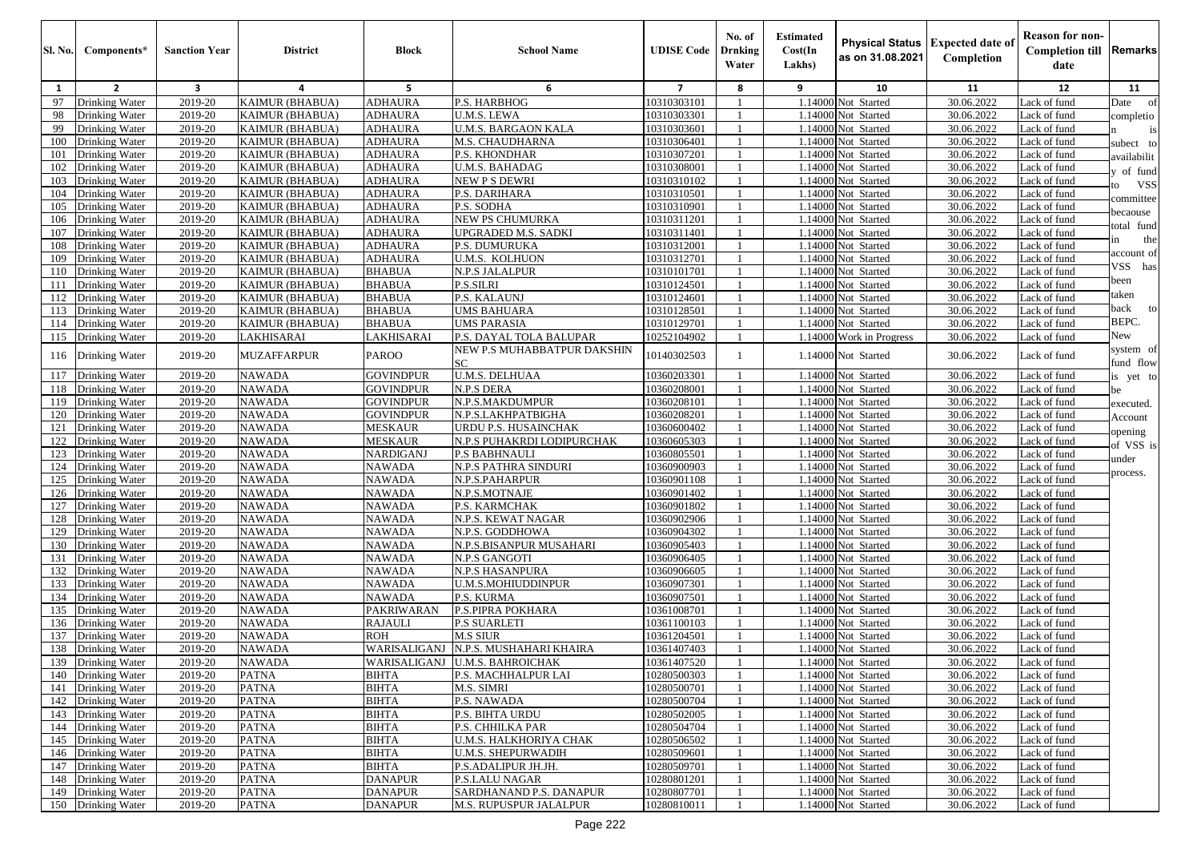| Sl. No. | Components* | Sanction Year | District | Block | School Name | UDISE Code | No. of Drnking Water | Estimated Cost(In Lakhs) | Physical Status as on 31.08.2021 | Expected date of Completion | Reason for non-Completion till date | Remarks |
|---|---|---|---|---|---|---|---|---|---|---|---|---|
| 1 | 2 | 3 | 4 | 5 | 6 | 7 | 8 | 9 | 10 | 11 | 12 | 11 |
| 97 | Drinking Water | 2019-20 | KAIMUR (BHABUA) | ADHAURA | P.S. HARBHOG | 10310303101 | 1 | 1.14000 | Not Started | 30.06.2022 | Lack of fund | Date of completion is subect to availability of fund to VSS committee becaouse total fund in the account of VSS has been taken back to BEPC. New system of fund flow is yet to be executed. Account opening of VSS is under process. |
| 98 | Drinking Water | 2019-20 | KAIMUR (BHABUA) | ADHAURA | U.M.S. LEWA | 10310303301 | 1 | 1.14000 | Not Started | 30.06.2022 | Lack of fund | |
| 99 | Drinking Water | 2019-20 | KAIMUR (BHABUA) | ADHAURA | U.M.S. BARGAON KALA | 10310303601 | 1 | 1.14000 | Not Started | 30.06.2022 | Lack of fund | |
| 100 | Drinking Water | 2019-20 | KAIMUR (BHABUA) | ADHAURA | M.S. CHAUDHARNA | 10310306401 | 1 | 1.14000 | Not Started | 30.06.2022 | Lack of fund | |
| 101 | Drinking Water | 2019-20 | KAIMUR (BHABUA) | ADHAURA | P.S. KHONDHAR | 10310307201 | 1 | 1.14000 | Not Started | 30.06.2022 | Lack of fund | |
| 102 | Drinking Water | 2019-20 | KAIMUR (BHABUA) | ADHAURA | U.M.S. BAHADAG | 10310308001 | 1 | 1.14000 | Not Started | 30.06.2022 | Lack of fund | |
| 103 | Drinking Water | 2019-20 | KAIMUR (BHABUA) | ADHAURA | NEW P S DEWRI | 10310310102 | 1 | 1.14000 | Not Started | 30.06.2022 | Lack of fund | |
| 104 | Drinking Water | 2019-20 | KAIMUR (BHABUA) | ADHAURA | P.S. DARIHARA | 10310310501 | 1 | 1.14000 | Not Started | 30.06.2022 | Lack of fund | |
| 105 | Drinking Water | 2019-20 | KAIMUR (BHABUA) | ADHAURA | P.S. SODHA | 10310310901 | 1 | 1.14000 | Not Started | 30.06.2022 | Lack of fund | |
| 106 | Drinking Water | 2019-20 | KAIMUR (BHABUA) | ADHAURA | NEW PS CHUMURKA | 10310311201 | 1 | 1.14000 | Not Started | 30.06.2022 | Lack of fund | |
| 107 | Drinking Water | 2019-20 | KAIMUR (BHABUA) | ADHAURA | UPGRADED M.S. SADKI | 10310311401 | 1 | 1.14000 | Not Started | 30.06.2022 | Lack of fund | |
| 108 | Drinking Water | 2019-20 | KAIMUR (BHABUA) | ADHAURA | P.S. DUMURUKA | 10310312001 | 1 | 1.14000 | Not Started | 30.06.2022 | Lack of fund | |
| 109 | Drinking Water | 2019-20 | KAIMUR (BHABUA) | ADHAURA | U.M.S. KOLHUON | 10310312701 | 1 | 1.14000 | Not Started | 30.06.2022 | Lack of fund | |
| 110 | Drinking Water | 2019-20 | KAIMUR (BHABUA) | BHABUA | N.P.S JALALPUR | 10310101701 | 1 | 1.14000 | Not Started | 30.06.2022 | Lack of fund | |
| 111 | Drinking Water | 2019-20 | KAIMUR (BHABUA) | BHABUA | P.S.SILRI | 10310124501 | 1 | 1.14000 | Not Started | 30.06.2022 | Lack of fund | |
| 112 | Drinking Water | 2019-20 | KAIMUR (BHABUA) | BHABUA | P.S. KALAUNJ | 10310124601 | 1 | 1.14000 | Not Started | 30.06.2022 | Lack of fund | |
| 113 | Drinking Water | 2019-20 | KAIMUR (BHABUA) | BHABUA | UMS BAHUARA | 10310128501 | 1 | 1.14000 | Not Started | 30.06.2022 | Lack of fund | |
| 114 | Drinking Water | 2019-20 | KAIMUR (BHABUA) | BHABUA | UMS PARASIA | 10310129701 | 1 | 1.14000 | Not Started | 30.06.2022 | Lack of fund | |
| 115 | Drinking Water | 2019-20 | LAKHISARAI | LAKHISARAI | P.S. DAYAL TOLA BALUPAR | 10252104902 | 1 | 1.14000 | Work in Progress | 30.06.2022 | Lack of fund | |
| 116 | Drinking Water | 2019-20 | MUZAFFARPUR | PAROO | NEW P.S MUHABBATPUR DAKSHIN SC | 10140302503 | 1 | 1.14000 | Not Started | 30.06.2022 | Lack of fund | |
| 117 | Drinking Water | 2019-20 | NAWADA | GOVINDPUR | U.M.S. DELHUAA | 10360203301 | 1 | 1.14000 | Not Started | 30.06.2022 | Lack of fund | |
| 118 | Drinking Water | 2019-20 | NAWADA | GOVINDPUR | N.P.S DERA | 10360208001 | 1 | 1.14000 | Not Started | 30.06.2022 | Lack of fund | |
| 119 | Drinking Water | 2019-20 | NAWADA | GOVINDPUR | N.P.S.MAKDUMPUR | 10360208101 | 1 | 1.14000 | Not Started | 30.06.2022 | Lack of fund | |
| 120 | Drinking Water | 2019-20 | NAWADA | GOVINDPUR | N.P.S.LAKHPATBIGHA | 10360208201 | 1 | 1.14000 | Not Started | 30.06.2022 | Lack of fund | |
| 121 | Drinking Water | 2019-20 | NAWADA | MESKAUR | URDU P.S. HUSAINCHAK | 10360600402 | 1 | 1.14000 | Not Started | 30.06.2022 | Lack of fund | |
| 122 | Drinking Water | 2019-20 | NAWADA | MESKAUR | N.P.S PUHAKRDI LODIPURCHAK | 10360605303 | 1 | 1.14000 | Not Started | 30.06.2022 | Lack of fund | |
| 123 | Drinking Water | 2019-20 | NAWADA | NARDIGANJ | P.S BABHNAULI | 10360805501 | 1 | 1.14000 | Not Started | 30.06.2022 | Lack of fund | |
| 124 | Drinking Water | 2019-20 | NAWADA | NAWADA | N.P.S PATHRA SINDURI | 10360900903 | 1 | 1.14000 | Not Started | 30.06.2022 | Lack of fund | |
| 125 | Drinking Water | 2019-20 | NAWADA | NAWADA | N.P.S.PAHARPUR | 10360901108 | 1 | 1.14000 | Not Started | 30.06.2022 | Lack of fund | |
| 126 | Drinking Water | 2019-20 | NAWADA | NAWADA | N.P.S.MOTNAJE | 10360901402 | 1 | 1.14000 | Not Started | 30.06.2022 | Lack of fund | |
| 127 | Drinking Water | 2019-20 | NAWADA | NAWADA | P.S. KARMCHAK | 10360901802 | 1 | 1.14000 | Not Started | 30.06.2022 | Lack of fund | |
| 128 | Drinking Water | 2019-20 | NAWADA | NAWADA | N.P.S. KEWAT NAGAR | 10360902906 | 1 | 1.14000 | Not Started | 30.06.2022 | Lack of fund | |
| 129 | Drinking Water | 2019-20 | NAWADA | NAWADA | N.P.S. GODDHOWA | 10360904302 | 1 | 1.14000 | Not Started | 30.06.2022 | Lack of fund | |
| 130 | Drinking Water | 2019-20 | NAWADA | NAWADA | N.P.S.BISANPUR MUSAHARI | 10360905403 | 1 | 1.14000 | Not Started | 30.06.2022 | Lack of fund | |
| 131 | Drinking Water | 2019-20 | NAWADA | NAWADA | N.P.S GANGOTI | 10360906405 | 1 | 1.14000 | Not Started | 30.06.2022 | Lack of fund | |
| 132 | Drinking Water | 2019-20 | NAWADA | NAWADA | N.P.S HASANPURA | 10360906605 | 1 | 1.14000 | Not Started | 30.06.2022 | Lack of fund | |
| 133 | Drinking Water | 2019-20 | NAWADA | NAWADA | U.M.S.MOHIUDDINPUR | 10360907301 | 1 | 1.14000 | Not Started | 30.06.2022 | Lack of fund | |
| 134 | Drinking Water | 2019-20 | NAWADA | NAWADA | P.S. KURMA | 10360907501 | 1 | 1.14000 | Not Started | 30.06.2022 | Lack of fund | |
| 135 | Drinking Water | 2019-20 | NAWADA | PAKRIWARAN | P.S.PIPRA POKHARA | 10361008701 | 1 | 1.14000 | Not Started | 30.06.2022 | Lack of fund | |
| 136 | Drinking Water | 2019-20 | NAWADA | RAJAULI | P.S SUARLETI | 10361100103 | 1 | 1.14000 | Not Started | 30.06.2022 | Lack of fund | |
| 137 | Drinking Water | 2019-20 | NAWADA | ROH | M.S SIUR | 10361204501 | 1 | 1.14000 | Not Started | 30.06.2022 | Lack of fund | |
| 138 | Drinking Water | 2019-20 | NAWADA | WARISALIGANJ | N.P.S. MUSHAHARI KHAIRA | 10361407403 | 1 | 1.14000 | Not Started | 30.06.2022 | Lack of fund | |
| 139 | Drinking Water | 2019-20 | NAWADA | WARISALIGANJ | U.M.S. BAHROICHAK | 10361407520 | 1 | 1.14000 | Not Started | 30.06.2022 | Lack of fund | |
| 140 | Drinking Water | 2019-20 | PATNA | BIHTA | P.S. MACHHALPUR LAI | 10280500303 | 1 | 1.14000 | Not Started | 30.06.2022 | Lack of fund | |
| 141 | Drinking Water | 2019-20 | PATNA | BIHTA | M.S. SIMRI | 10280500701 | 1 | 1.14000 | Not Started | 30.06.2022 | Lack of fund | |
| 142 | Drinking Water | 2019-20 | PATNA | BIHTA | P.S. NAWADA | 10280500704 | 1 | 1.14000 | Not Started | 30.06.2022 | Lack of fund | |
| 143 | Drinking Water | 2019-20 | PATNA | BIHTA | P.S. BIHTA URDU | 10280502005 | 1 | 1.14000 | Not Started | 30.06.2022 | Lack of fund | |
| 144 | Drinking Water | 2019-20 | PATNA | BIHTA | P.S. CHHILKA PAR | 10280504704 | 1 | 1.14000 | Not Started | 30.06.2022 | Lack of fund | |
| 145 | Drinking Water | 2019-20 | PATNA | BIHTA | U.M.S. HALKHORIYA CHAK | 10280506502 | 1 | 1.14000 | Not Started | 30.06.2022 | Lack of fund | |
| 146 | Drinking Water | 2019-20 | PATNA | BIHTA | U.M.S. SHEPURWADIH | 10280509601 | 1 | 1.14000 | Not Started | 30.06.2022 | Lack of fund | |
| 147 | Drinking Water | 2019-20 | PATNA | BIHTA | P.S.ADALIPUR JH.JH. | 10280509701 | 1 | 1.14000 | Not Started | 30.06.2022 | Lack of fund | |
| 148 | Drinking Water | 2019-20 | PATNA | DANAPUR | P.S.LALU NAGAR | 10280801201 | 1 | 1.14000 | Not Started | 30.06.2022 | Lack of fund | |
| 149 | Drinking Water | 2019-20 | PATNA | DANAPUR | SARDHANAND P.S. DANAPUR | 10280807701 | 1 | 1.14000 | Not Started | 30.06.2022 | Lack of fund | |
| 150 | Drinking Water | 2019-20 | PATNA | DANAPUR | M.S. RUPUSPUR JALALPUR | 10280810011 | 1 | 1.14000 | Not Started | 30.06.2022 | Lack of fund | |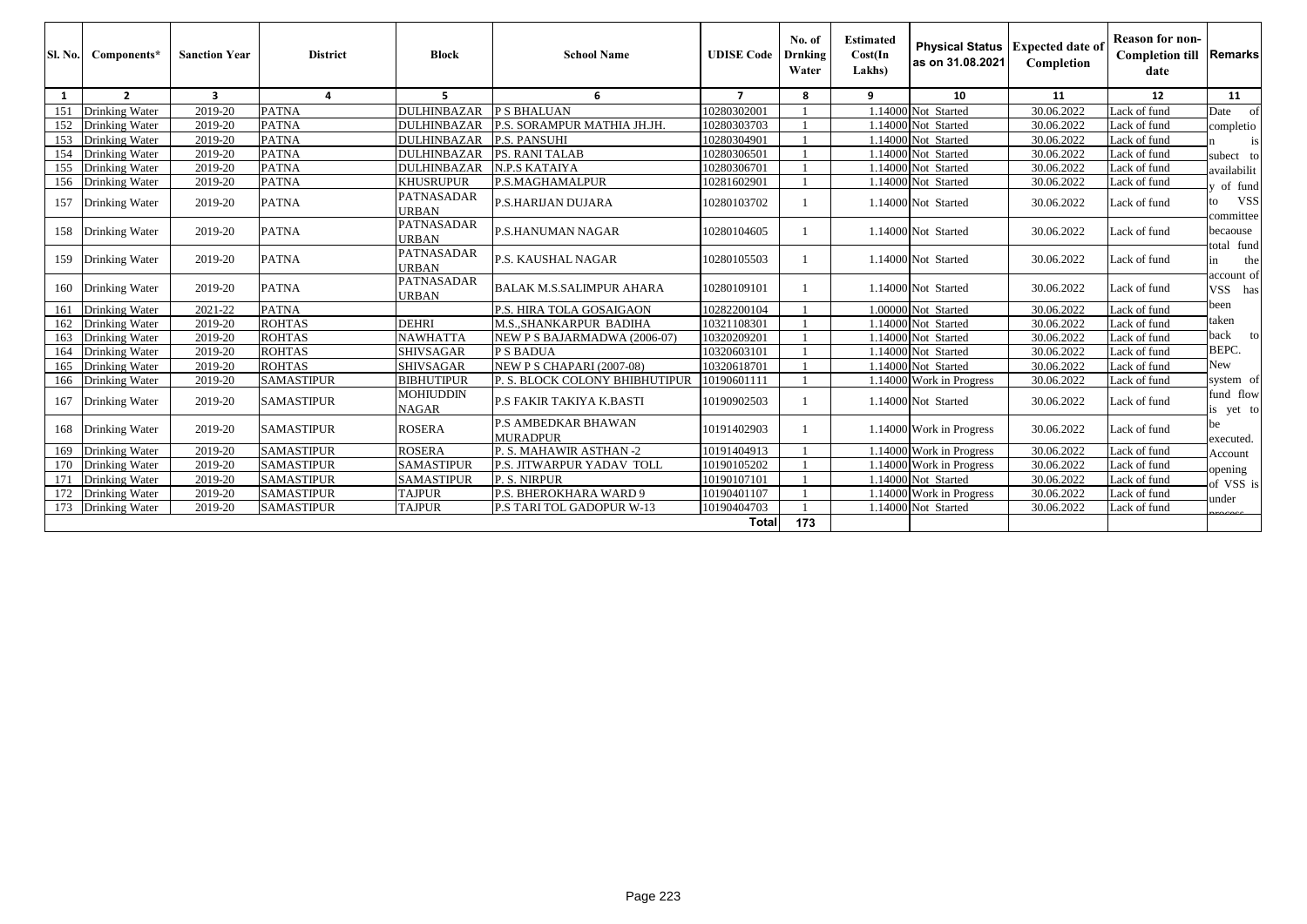| Sl. No. | Components* | Sanction Year | District | Block | School Name | UDISE Code | No. of Drnking Water | Estimated Cost(In Lakhs) | Physical Status as on 31.08.2021 | Expected date of Completion | Reason for non-Completion till date | Remarks |
|---|---|---|---|---|---|---|---|---|---|---|---|---|
| 1 | 2 | 3 | 4 | 5 | 6 | 7 | 8 | 9 | 10 | 11 | 12 | 11 |
| 151 | Drinking Water | 2019-20 | PATNA | DULHINBAZAR | P S BHALUAN | 10280302001 | 1 | 1.14000 | Not Started | 30.06.2022 | Lack of fund | Date of completion is subect to availability of fund to VSS committee becaouse total fund in the account of VSS has been taken back to BEPC. New system of fund flow is yet to be executed. Account opening of VSS is under process |
| 152 | Drinking Water | 2019-20 | PATNA | DULHINBAZAR | P.S. SORAMPUR MATHIA JH.JH. | 10280303703 | 1 | 1.14000 | Not Started | 30.06.2022 | Lack of fund | |
| 153 | Drinking Water | 2019-20 | PATNA | DULHINBAZAR | P.S. PANSUHI | 10280304901 | 1 | 1.14000 | Not Started | 30.06.2022 | Lack of fund | |
| 154 | Drinking Water | 2019-20 | PATNA | DULHINBAZAR | PS. RANI TALAB | 10280306501 | 1 | 1.14000 | Not Started | 30.06.2022 | Lack of fund | |
| 155 | Drinking Water | 2019-20 | PATNA | DULHINBAZAR | N.P.S KATAIYA | 10280306701 | 1 | 1.14000 | Not Started | 30.06.2022 | Lack of fund | |
| 156 | Drinking Water | 2019-20 | PATNA | KHUSRUPUR | P.S.MAGHAMALPUR | 10281602901 | 1 | 1.14000 | Not Started | 30.06.2022 | Lack of fund | |
| 157 | Drinking Water | 2019-20 | PATNA | PATNASADAR URBAN | P.S.HARIJAN DUJARA | 10280103702 | 1 | 1.14000 | Not Started | 30.06.2022 | Lack of fund | |
| 158 | Drinking Water | 2019-20 | PATNA | PATNASADAR URBAN | P.S.HANUMAN NAGAR | 10280104605 | 1 | 1.14000 | Not Started | 30.06.2022 | Lack of fund | |
| 159 | Drinking Water | 2019-20 | PATNA | PATNASADAR URBAN | P.S. KAUSHAL NAGAR | 10280105503 | 1 | 1.14000 | Not Started | 30.06.2022 | Lack of fund | |
| 160 | Drinking Water | 2019-20 | PATNA | PATNASADAR URBAN | BALAK M.S.SALIMPUR AHARA | 10280109101 | 1 | 1.14000 | Not Started | 30.06.2022 | Lack of fund | |
| 161 | Drinking Water | 2021-22 | PATNA | | P.S. HIRA TOLA GOSAIGAON | 10282200104 | 1 | 1.00000 | Not Started | 30.06.2022 | Lack of fund | |
| 162 | Drinking Water | 2019-20 | ROHTAS | DEHRI | M.S.,SHANKARPUR BADIHA | 10321108301 | 1 | 1.14000 | Not Started | 30.06.2022 | Lack of fund | |
| 163 | Drinking Water | 2019-20 | ROHTAS | NAWHATTA | NEW P S BAJARMADWA (2006-07) | 10320209201 | 1 | 1.14000 | Not Started | 30.06.2022 | Lack of fund | |
| 164 | Drinking Water | 2019-20 | ROHTAS | SHIVSAGAR | P S BADUA | 10320603101 | 1 | 1.14000 | Not Started | 30.06.2022 | Lack of fund | |
| 165 | Drinking Water | 2019-20 | ROHTAS | SHIVSAGAR | NEW P S CHAPARI (2007-08) | 10320618701 | 1 | 1.14000 | Not Started | 30.06.2022 | Lack of fund | |
| 166 | Drinking Water | 2019-20 | SAMASTIPUR | BIBHUTIPUR | P. S. BLOCK COLONY BHIBHUTIPUR | 10190601111 | 1 | 1.14000 | Work in Progress | 30.06.2022 | Lack of fund | |
| 167 | Drinking Water | 2019-20 | SAMASTIPUR | MOHIUDDIN NAGAR | P.S FAKIR TAKIYA K.BASTI | 10190902503 | 1 | 1.14000 | Not Started | 30.06.2022 | Lack of fund | |
| 168 | Drinking Water | 2019-20 | SAMASTIPUR | ROSERA | P.S AMBEDKAR BHAWAN MURADPUR | 10191402903 | 1 | 1.14000 | Work in Progress | 30.06.2022 | Lack of fund | |
| 169 | Drinking Water | 2019-20 | SAMASTIPUR | ROSERA | P. S. MAHAWIR ASTHAN -2 | 10191404913 | 1 | 1.14000 | Work in Progress | 30.06.2022 | Lack of fund | |
| 170 | Drinking Water | 2019-20 | SAMASTIPUR | SAMASTIPUR | P.S. JITWARPUR YADAV TOLL | 10190105202 | 1 | 1.14000 | Work in Progress | 30.06.2022 | Lack of fund | |
| 171 | Drinking Water | 2019-20 | SAMASTIPUR | SAMASTIPUR | P. S. NIRPUR | 10190107101 | 1 | 1.14000 | Not Started | 30.06.2022 | Lack of fund | |
| 172 | Drinking Water | 2019-20 | SAMASTIPUR | TAJPUR | P.S. BHEROKHARA WARD 9 | 10190401107 | 1 | 1.14000 | Work in Progress | 30.06.2022 | Lack of fund | |
| 173 | Drinking Water | 2019-20 | SAMASTIPUR | TAJPUR | P.S TARI TOL GADOPUR W-13 | 10190404703 | 1 | 1.14000 | Not Started | 30.06.2022 | Lack of fund | |
| | | | | | | Total | 173 | | | | | |